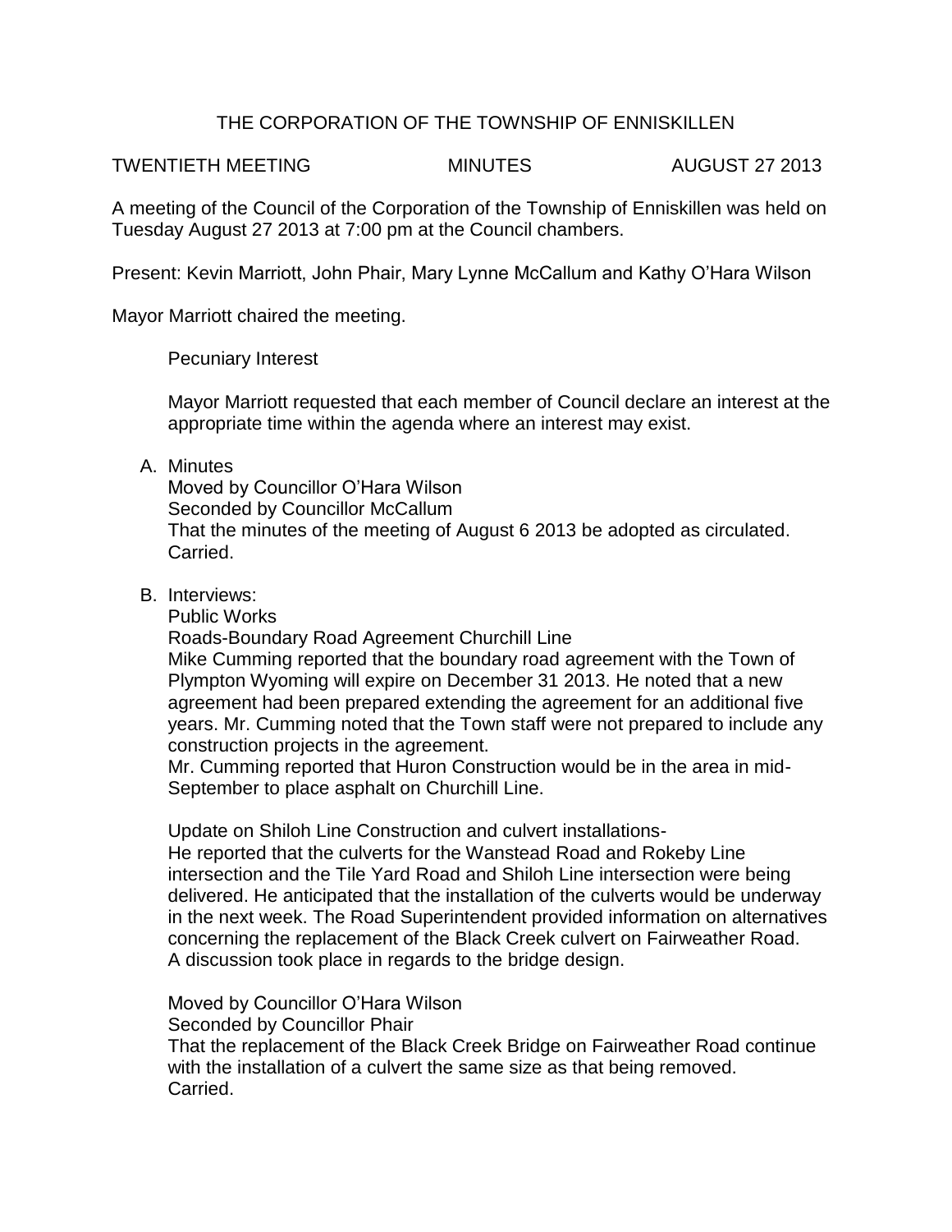# THE CORPORATION OF THE TOWNSHIP OF ENNISKILLEN

TWENTIETH MEETING MINUTES AUGUST 27 2013

A meeting of the Council of the Corporation of the Township of Enniskillen was held on Tuesday August 27 2013 at 7:00 pm at the Council chambers.

Present: Kevin Marriott, John Phair, Mary Lynne McCallum and Kathy O'Hara Wilson

Mayor Marriott chaired the meeting.

Pecuniary Interest

Mayor Marriott requested that each member of Council declare an interest at the appropriate time within the agenda where an interest may exist.

A. Minutes
Moved by Councillor O'Hara Wilson
Seconded by Councillor McCallum
That the minutes of the meeting of August 6 2013 be adopted as circulated.
Carried.

B. Interviews:
Public Works
Roads-Boundary Road Agreement Churchill Line
Mike Cumming reported that the boundary road agreement with the Town of Plympton Wyoming will expire on December 31 2013. He noted that a new agreement had been prepared extending the agreement for an additional five years. Mr. Cumming noted that the Town staff were not prepared to include any construction projects in the agreement.
Mr. Cumming reported that Huron Construction would be in the area in mid-September to place asphalt on Churchill Line.

Update on Shiloh Line Construction and culvert installations-
He reported that the culverts for the Wanstead Road and Rokeby Line intersection and the Tile Yard Road and Shiloh Line intersection were being delivered. He anticipated that the installation of the culverts would be underway in the next week. The Road Superintendent provided information on alternatives concerning the replacement of the Black Creek culvert on Fairweather Road.
A discussion took place in regards to the bridge design.

Moved by Councillor O'Hara Wilson
Seconded by Councillor Phair
That the replacement of the Black Creek Bridge on Fairweather Road continue with the installation of a culvert the same size as that being removed.
Carried.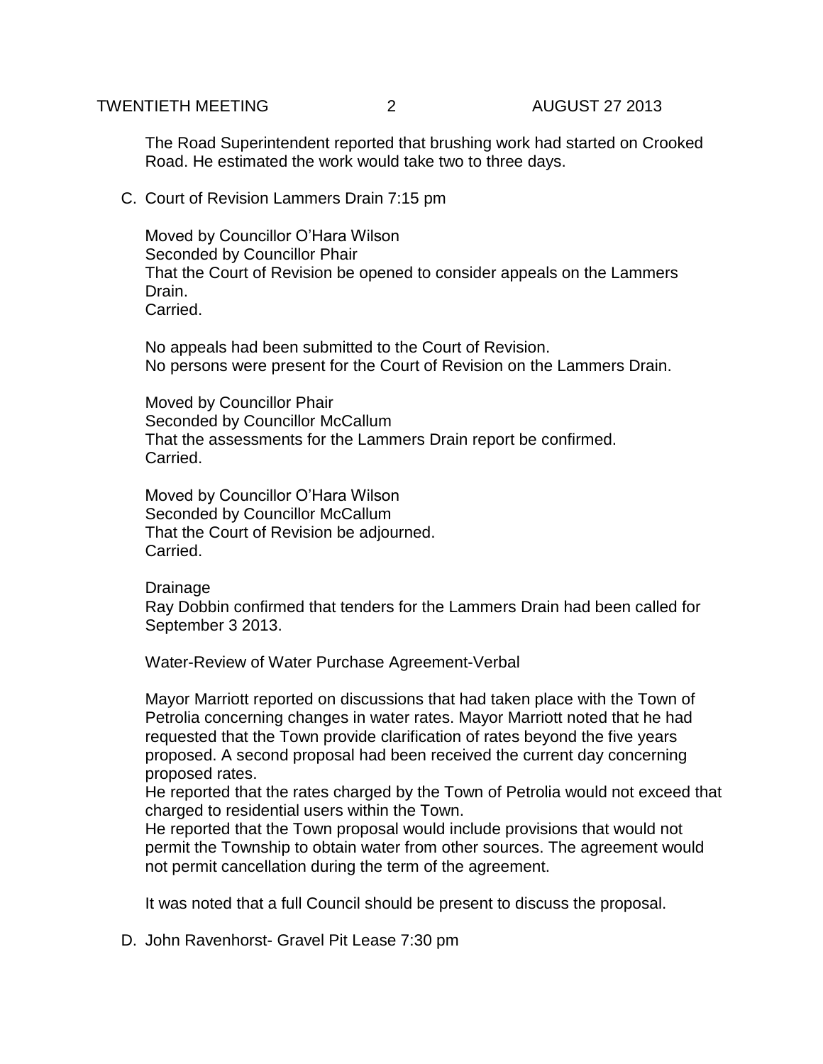The Road Superintendent reported that brushing work had started on Crooked Road. He estimated the work would take two to three days.

C. Court of Revision Lammers Drain 7:15 pm

Moved by Councillor O'Hara Wilson
Seconded by Councillor Phair
That the Court of Revision be opened to consider appeals on the Lammers Drain.
Carried.

No appeals had been submitted to the Court of Revision.
No persons were present for the Court of Revision on the Lammers Drain.

Moved by Councillor Phair
Seconded by Councillor McCallum
That the assessments for the Lammers Drain report be confirmed.
Carried.

Moved by Councillor O'Hara Wilson
Seconded by Councillor McCallum
That the Court of Revision be adjourned.
Carried.

Drainage
Ray Dobbin confirmed that tenders for the Lammers Drain had been called for September 3 2013.

Water-Review of Water Purchase Agreement-Verbal

Mayor Marriott reported on discussions that had taken place with the Town of Petrolia concerning changes in water rates. Mayor Marriott noted that he had requested that the Town provide clarification of rates beyond the five years proposed. A second proposal had been received the current day concerning proposed rates.
He reported that the rates charged by the Town of Petrolia would not exceed that charged to residential users within the Town.
He reported that the Town proposal would include provisions that would not permit the Township to obtain water from other sources. The agreement would not permit cancellation during the term of the agreement.

It was noted that a full Council should be present to discuss the proposal.

D. John Ravenhorst- Gravel Pit Lease 7:30 pm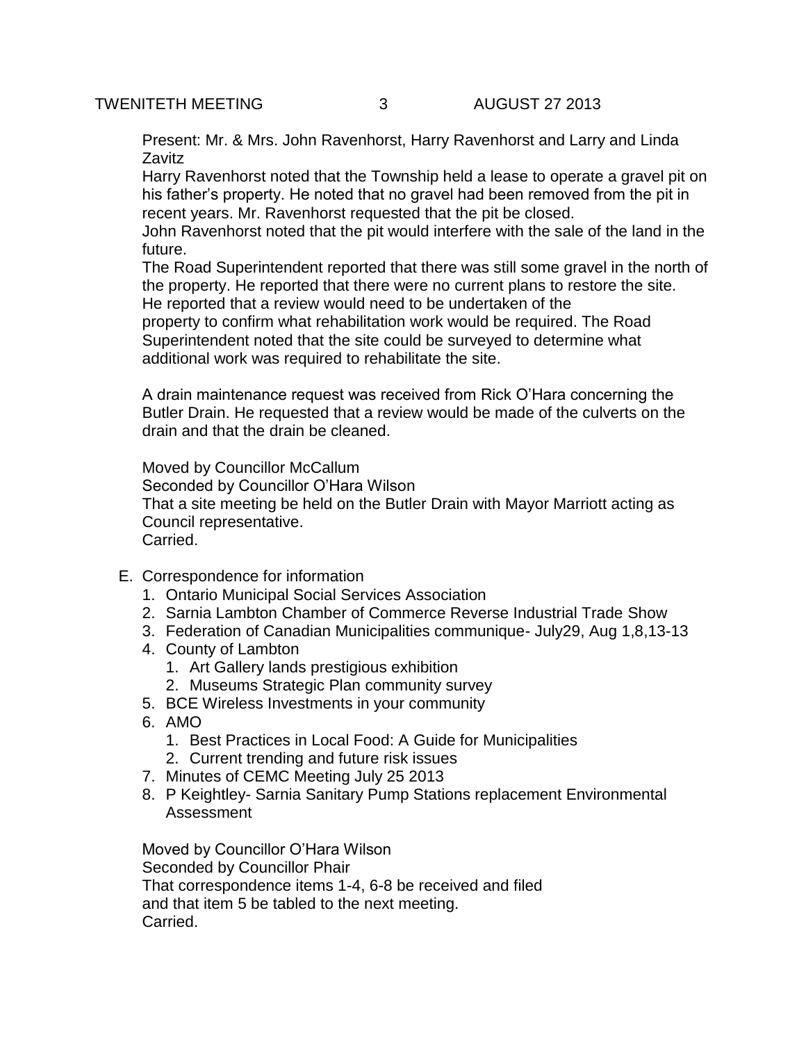Present: Mr. & Mrs. John Ravenhorst, Harry Ravenhorst and Larry and Linda Zavitz

Harry Ravenhorst noted that the Township held a lease to operate a gravel pit on his father's property. He noted that no gravel had been removed from the pit in recent years. Mr. Ravenhorst requested that the pit be closed.

John Ravenhorst noted that the pit would interfere with the sale of the land in the future.

The Road Superintendent reported that there was still some gravel in the north of the property. He reported that there were no current plans to restore the site. He reported that a review would need to be undertaken of the property to confirm what rehabilitation work would be required. The Road Superintendent noted that the site could be surveyed to determine what additional work was required to rehabilitate the site.

A drain maintenance request was received from Rick O'Hara concerning the Butler Drain. He requested that a review would be made of the culverts on the drain and that the drain be cleaned.

Moved by Councillor McCallum
Seconded by Councillor O'Hara Wilson
That a site meeting be held on the Butler Drain with Mayor Marriott acting as Council representative.
Carried.

E. Correspondence for information
   1. Ontario Municipal Social Services Association
   2. Sarnia Lambton Chamber of Commerce Reverse Industrial Trade Show
   3. Federation of Canadian Municipalities communique- July29, Aug 1,8,13-13
   4. County of Lambton
      1. Art Gallery lands prestigious exhibition
      2. Museums Strategic Plan community survey
   5. BCE Wireless Investments in your community
   6. AMO
      1. Best Practices in Local Food: A Guide for Municipalities
      2. Current trending and future risk issues
   7. Minutes of CEMC Meeting July 25 2013
   8. P Keightley- Sarnia Sanitary Pump Stations replacement Environmental Assessment

Moved by Councillor O'Hara Wilson
Seconded by Councillor Phair
That correspondence items 1-4, 6-8 be received and filed and that item 5 be tabled to the next meeting.
Carried.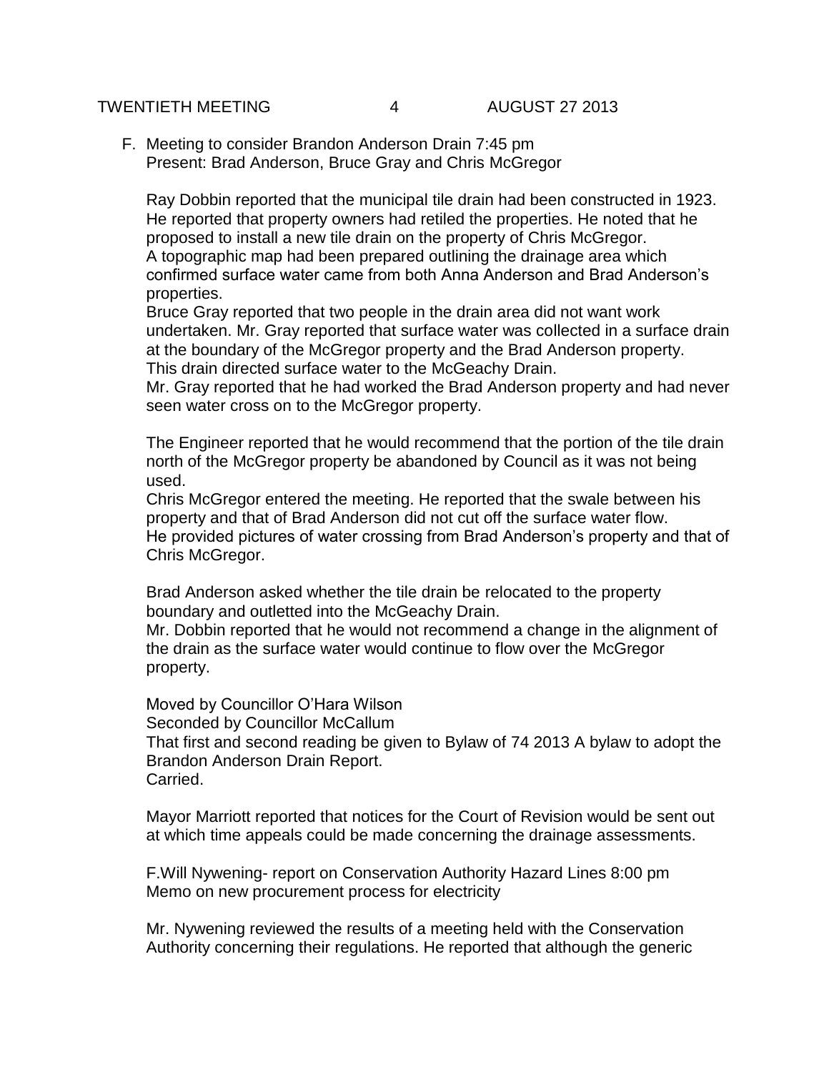F. Meeting to consider Brandon Anderson Drain 7:45 pm
Present: Brad Anderson, Bruce Gray and Chris McGregor

Ray Dobbin reported that the municipal tile drain had been constructed in 1923. He reported that property owners had retiled the properties. He noted that he proposed to install a new tile drain on the property of Chris McGregor.
A topographic map had been prepared outlining the drainage area which confirmed surface water came from both Anna Anderson and Brad Anderson's properties.
Bruce Gray reported that two people in the drain area did not want work undertaken. Mr. Gray reported that surface water was collected in a surface drain at the boundary of the McGregor property and the Brad Anderson property. This drain directed surface water to the McGeachy Drain.
Mr. Gray reported that he had worked the Brad Anderson property and had never seen water cross on to the McGregor property.

The Engineer reported that he would recommend that the portion of the tile drain north of the McGregor property be abandoned by Council as it was not being used.
Chris McGregor entered the meeting. He reported that the swale between his property and that of Brad Anderson did not cut off the surface water flow.
He provided pictures of water crossing from Brad Anderson's property and that of Chris McGregor.

Brad Anderson asked whether the tile drain be relocated to the property boundary and outletted into the McGeachy Drain.
Mr. Dobbin reported that he would not recommend a change in the alignment of the drain as the surface water would continue to flow over the McGregor property.

Moved by Councillor O'Hara Wilson
Seconded by Councillor McCallum
That first and second reading be given to Bylaw of 74 2013 A bylaw to adopt the Brandon Anderson Drain Report.
Carried.

Mayor Marriott reported that notices for the Court of Revision would be sent out at which time appeals could be made concerning the drainage assessments.

F.Will Nywening- report on Conservation Authority Hazard Lines 8:00 pm
Memo on new procurement process for electricity

Mr. Nywening reviewed the results of a meeting held with the Conservation Authority concerning their regulations. He reported that although the generic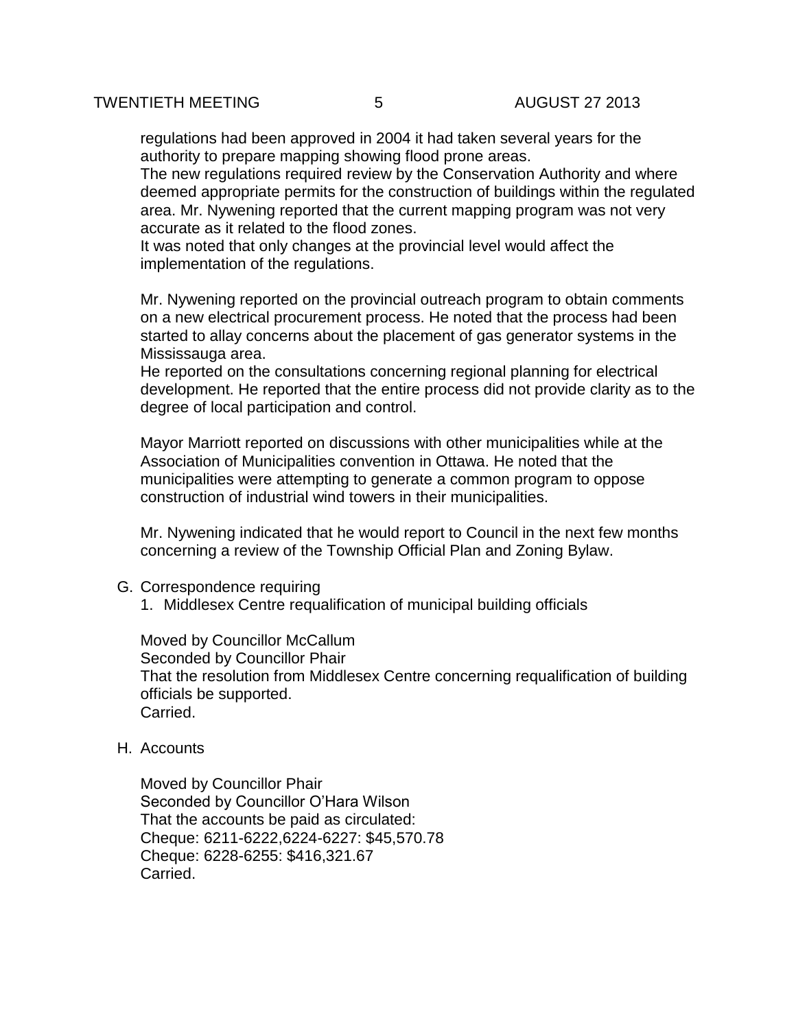regulations had been approved in 2004 it had taken several years for the authority to prepare mapping showing flood prone areas.
The new regulations required review by the Conservation Authority and where deemed appropriate permits for the construction of buildings within the regulated area. Mr. Nywening reported that the current mapping program was not very accurate as it related to the flood zones.
It was noted that only changes at the provincial level would affect the implementation of the regulations.

Mr. Nywening reported on the provincial outreach program to obtain comments on a new electrical procurement process. He noted that the process had been started to allay concerns about the placement of gas generator systems in the Mississauga area.
He reported on the consultations concerning regional planning for electrical development. He reported that the entire process did not provide clarity as to the degree of local participation and control.

Mayor Marriott reported on discussions with other municipalities while at the Association of Municipalities convention in Ottawa. He noted that the municipalities were attempting to generate a common program to oppose construction of industrial wind towers in their municipalities.

Mr. Nywening indicated that he would report to Council in the next few months concerning a review of the Township Official Plan and Zoning Bylaw.

G. Correspondence requiring
   1. Middlesex Centre requalification of municipal building officials

Moved by Councillor McCallum
Seconded by Councillor Phair
That the resolution from Middlesex Centre concerning requalification of building officials be supported.
Carried.

H. Accounts

Moved by Councillor Phair
Seconded by Councillor O'Hara Wilson
That the accounts be paid as circulated:
Cheque: 6211-6222,6224-6227: $45,570.78
Cheque: 6228-6255: $416,321.67
Carried.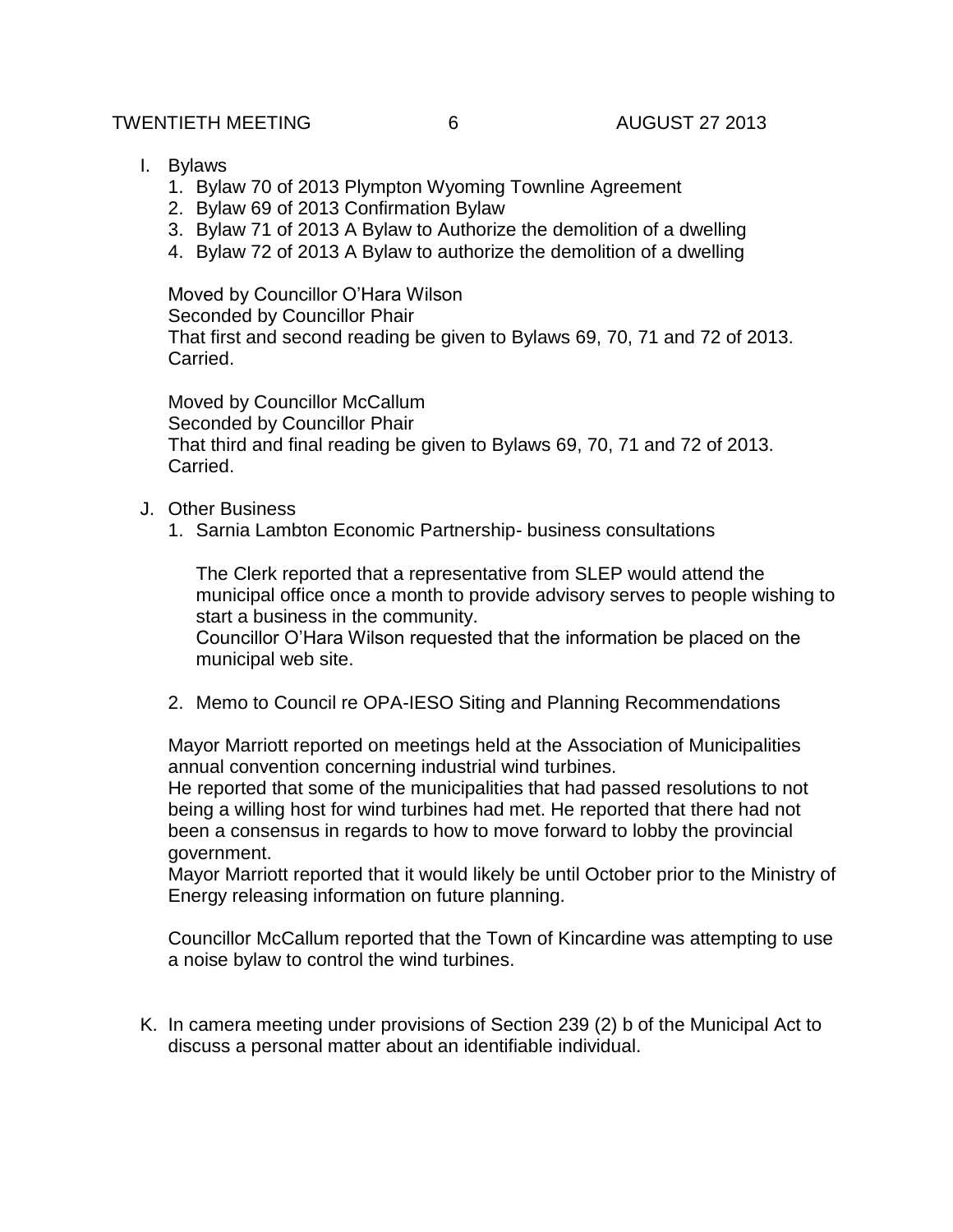I. Bylaws
   1. Bylaw 70 of 2013 Plympton Wyoming Townline Agreement
   2. Bylaw 69 of 2013 Confirmation Bylaw
   3. Bylaw 71 of 2013 A Bylaw to Authorize the demolition of a dwelling
   4. Bylaw 72 of 2013 A Bylaw to authorize the demolition of a dwelling

   Moved by Councillor O'Hara Wilson
   Seconded by Councillor Phair
   That first and second reading be given to Bylaws 69, 70, 71 and 72 of 2013.
   Carried.

   Moved by Councillor McCallum
   Seconded by Councillor Phair
   That third and final reading be given to Bylaws 69, 70, 71 and 72 of 2013.
   Carried.

J. Other Business
   1. Sarnia Lambton Economic Partnership- business consultations

      The Clerk reported that a representative from SLEP would attend the municipal office once a month to provide advisory serves to people wishing to start a business in the community.
      Councillor O'Hara Wilson requested that the information be placed on the municipal web site.

   2. Memo to Council re OPA-IESO Siting and Planning Recommendations

   Mayor Marriott reported on meetings held at the Association of Municipalities annual convention concerning industrial wind turbines.
   He reported that some of the municipalities that had passed resolutions to not being a willing host for wind turbines had met. He reported that there had not been a consensus in regards to how to move forward to lobby the provincial government.
   Mayor Marriott reported that it would likely be until October prior to the Ministry of Energy releasing information on future planning.

   Councillor McCallum reported that the Town of Kincardine was attempting to use a noise bylaw to control the wind turbines.

K. In camera meeting under provisions of Section 239 (2) b of the Municipal Act to discuss a personal matter about an identifiable individual.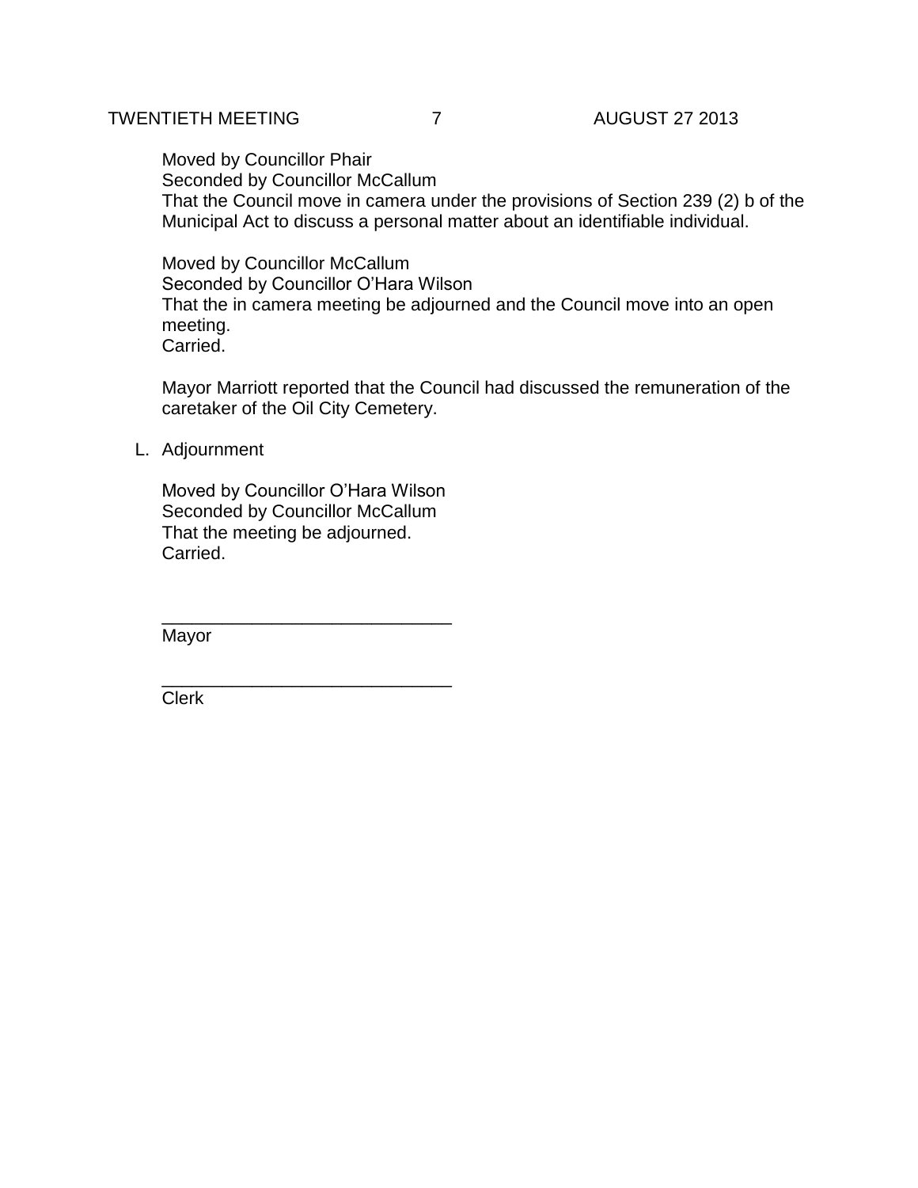Moved by Councillor Phair
Seconded by Councillor McCallum
That the Council move in camera under the provisions of Section 239 (2) b of the Municipal Act to discuss a personal matter about an identifiable individual.

Moved by Councillor McCallum
Seconded by Councillor O'Hara Wilson
That the in camera meeting be adjourned and the Council move into an open meeting.
Carried.

Mayor Marriott reported that the Council had discussed the remuneration of the caretaker of the Oil City Cemetery.

L. Adjournment

Moved by Councillor O'Hara Wilson
Seconded by Councillor McCallum
That the meeting be adjourned.
Carried.

_____________________________
Mayor

_____________________________
Clerk